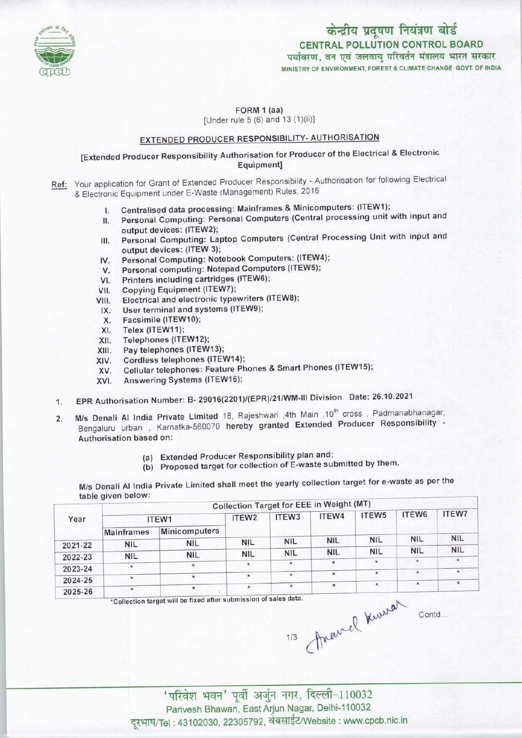केन्द्रीय प्रदूषण नियंत्रण बोर्ड
**CENTRAL POLLUTION CONTROL BOARD**
पर्यावरण, वन एवं जलवायु परिवर्तन मंत्रालय भारत सरकार
MINISTRY OF ENVIRONMENT, FOREST & CLIMATE CHANGE GOVT. OF INDIA

FORM 1 (aa)
[Under rule 5 (6) and 13 (1)(ii)]

## EXTENDED PRODUCER RESPONSIBILITY- AUTHORISATION

[Extended Producer Responsibility Authorisation for Producer of the Electrical & Electronic Equipment]

Ref: Your application for Grant of Extended Producer Responsibility - Authorisation for following Electrical & Electronic Equipment under E-Waste (Management) Rules, 2016

I. Centralised data processing: Mainframes & Minicomputers: (ITEW1);
II. Personal Computing: Personal Computers (Central processing unit with input and output devices: (ITEW2);
III. Personal Computing: Laptop Computers (Central Processing Unit with input and output devices: (ITEW 3);
IV. Personal Computing: Notebook Computers: (ITEW4);
V. Personal computing: Notepad Computers (ITEW5);
VI. Printers including cartridges (ITEW6);
VII. Copying Equipment (ITEW7);
VIII. Electrical and electronic typewriters (ITEW8);
IX. User terminal and systems (ITEW9);
X. Facsimile (ITEW10);
XI. Telex (ITEW11);
XII. Telephones (ITEW12);
XIII. Pay telephones (ITEW13);
XIV. Cordless telephones (ITEW14);
XV. Cellular telephones: Feature Phones & Smart Phones (ITEW15);
XVI. Answering Systems (ITEW16);

1. EPR Authorisation Number: B- 29016(2201)/(EPR)/21/WM-III Division Date: 26.10.2021

2. M/s Denali AI India Private Limited 18, Rajeshwari ,4th Main ,10th cross , Padmanabhanagar, Bengaluru urban , Karnatka-560070 hereby granted Extended Producer Responsibility - Authorisation based on:

   (a) Extended Producer Responsibility plan and;
   (b) Proposed target for collection of E-waste submitted by them.

M/s Denali AI India Private Limited shall meet the yearly collection target for e-waste as per the table given below:

| Year | Collection Target for EEE in Weight (MT) | | | | | | | |
|---|---|---|---|---|---|---|---|---|
| | ITEW1 | | ITEW2 | ITEW3 | ITEW4 | ITEW5 | ITEW6 | ITEW7 |
| | Mainframes | Minicomputers | | | | | | |
| 2021-22 | NIL | NIL | NIL | NIL | NIL | NIL | NIL | NIL |
| 2022-23 | NIL | NIL | NIL | NIL | NIL | NIL | NIL | NIL |
| 2023-24 | * | * | * | * | * | * | * | * |
| 2024-25 | * | * | * | * | * | * | * | * |
| 2025-26 | * | * | * | * | * | * | * | * |

*Collection target will be fixed after submission of sales data.

Contd...

'परिवेश भवन' पूर्वी अर्जुन नगर, दिल्ली-110032
Parivesh Bhawan, East Arjun Nagar, Delhi-110032
दूरभाष/Tel : 43102030, 22305792, वेबसाईट/Website : www.cpcb.nic.in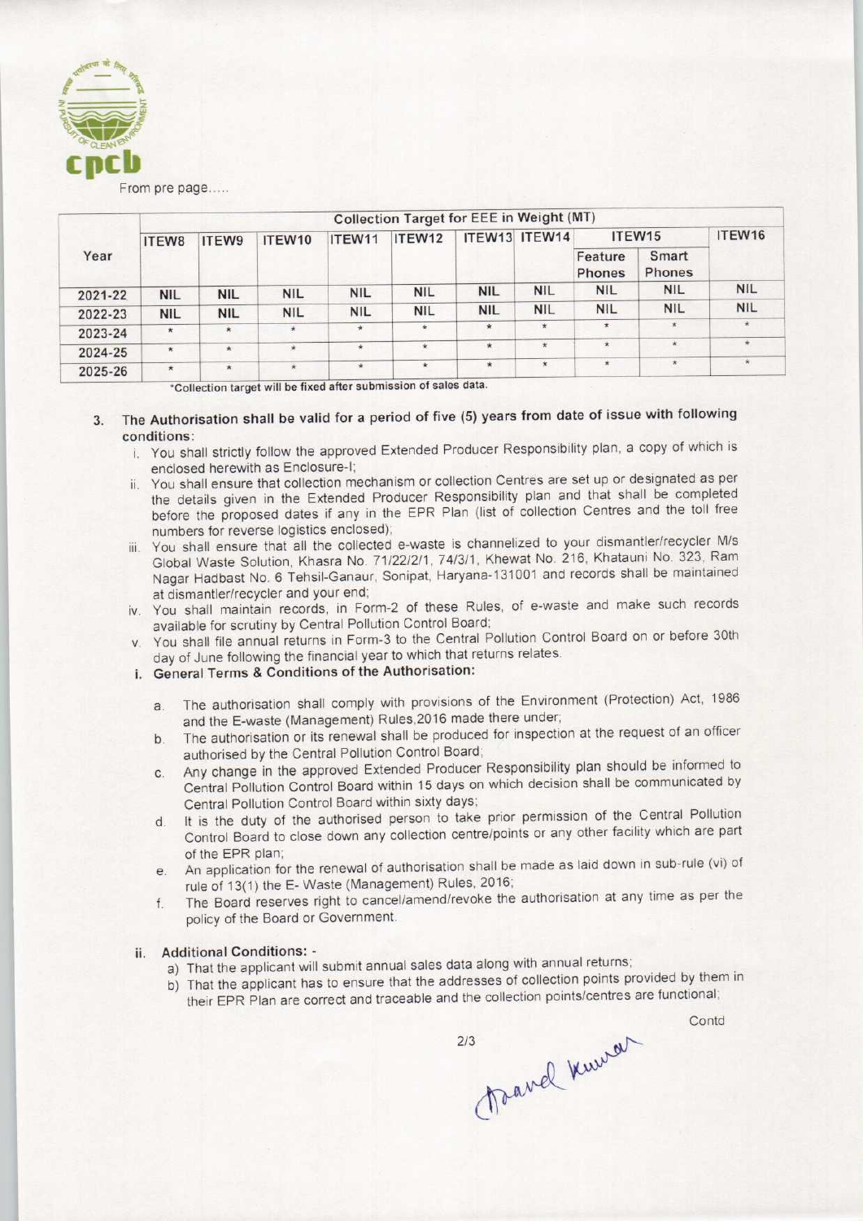From pre page.....

| Year | Collection Target for EEE in Weight (MT) | | | | | | | | | |
|---|---|---|---|---|---|---|---|---|---|---|
| | ITEW8 | ITEW9 | ITEW10 | ITEW11 | ITEW12 | ITEW13 | ITEW14 | ITEW15 | | ITEW16 |
| | | | | | | | | Feature Phones | Smart Phones | |
| 2021-22 | NIL | NIL | NIL | NIL | NIL | NIL | NIL | NIL | NIL | NIL |
| 2022-23 | NIL | NIL | NIL | NIL | NIL | NIL | NIL | NIL | NIL | NIL |
| 2023-24 | * | * | * | * | * | * | * | * | * | * |
| 2024-25 | * | * | * | * | * | * | * | * | * | * |
| 2025-26 | * | * | * | * | * | * | * | * | * | * |

*Collection target will be fixed after submission of sales data.

3. The Authorisation shall be valid for a period of five (5) years from date of issue with following conditions:
   i. You shall strictly follow the approved Extended Producer Responsibility plan, a copy of which is enclosed herewith as Enclosure-I;
   ii. You shall ensure that collection mechanism or collection Centres are set up or designated as per the details given in the Extended Producer Responsibility plan and that shall be completed before the proposed dates if any in the EPR Plan (list of collection Centres and the toll free numbers for reverse logistics enclosed);
   iii. You shall ensure that all the collected e-waste is channelized to your dismantler/recycler M/s Global Waste Solution, Khasra No. 71/22/2/1, 74/3/1, Khewat No. 216, Khatauni No. 323, Ram Nagar Hadbast No. 6 Tehsil-Ganaur, Sonipat, Haryana-131001 and records shall be maintained at dismantler/recycler and your end;
   iv. You shall maintain records, in Form-2 of these Rules, of e-waste and make such records available for scrutiny by Central Pollution Control Board;
   v. You shall file annual returns in Form-3 to the Central Pollution Control Board on or before 30th day of June following the financial year to which that returns relates.

   i. **General Terms & Conditions of the Authorisation:**

      a. The authorisation shall comply with provisions of the Environment (Protection) Act, 1986 and the E-waste (Management) Rules,2016 made there under;
      b. The authorisation or its renewal shall be produced for inspection at the request of an officer authorised by the Central Pollution Control Board;
      c. Any change in the approved Extended Producer Responsibility plan should be informed to Central Pollution Control Board within 15 days on which decision shall be communicated by Central Pollution Control Board within sixty days;
      d. It is the duty of the authorised person to take prior permission of the Central Pollution Control Board to close down any collection centre/points or any other facility which are part of the EPR plan;
      e. An application for the renewal of authorisation shall be made as laid down in sub-rule (vi) of rule of 13(1) the E- Waste (Management) Rules, 2016;
      f. The Board reserves right to cancel/amend/revoke the authorisation at any time as per the policy of the Board or Government.

   ii. **Additional Conditions: -**
      a) That the applicant will submit annual sales data along with annual returns;
      b) That the applicant has to ensure that the addresses of collection points provided by them in their EPR Plan are correct and traceable and the collection points/centres are functional;

Contd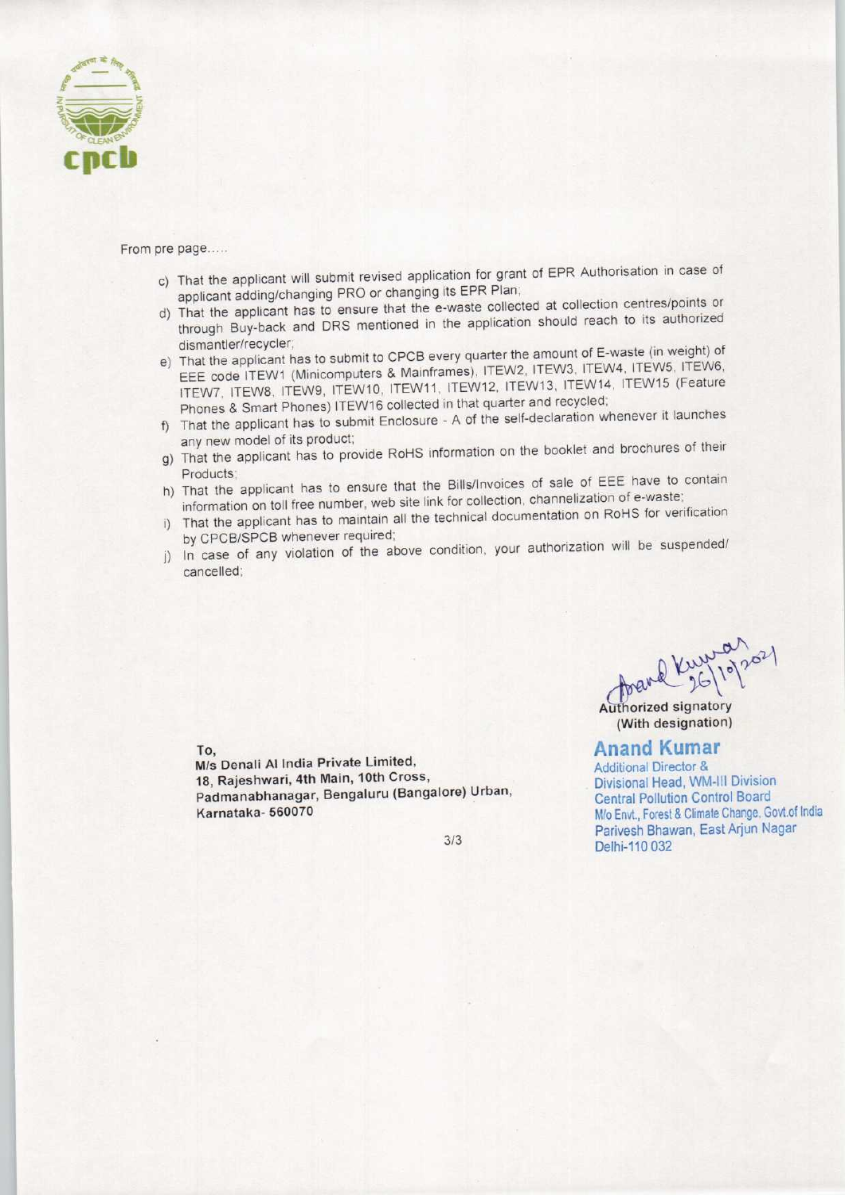From pre page.....

c) That the applicant will submit revised application for grant of EPR Authorisation in case of applicant adding/changing PRO or changing its EPR Plan;
d) That the applicant has to ensure that the e-waste collected at collection centres/points or through Buy-back and DRS mentioned in the application should reach to its authorized dismantler/recycler;
e) That the applicant has to submit to CPCB every quarter the amount of E-waste (in weight) of EEE code ITEW1 (Minicomputers & Mainframes), ITEW2, ITEW3, ITEW4, ITEW5, ITEW6, ITEW7, ITEW8, ITEW9, ITEW10, ITEW11, ITEW12, ITEW13, ITEW14, ITEW15 (Feature Phones & Smart Phones) ITEW16 collected in that quarter and recycled;
f) That the applicant has to submit Enclosure - A of the self-declaration whenever it launches any new model of its product;
g) That the applicant has to provide RoHS information on the booklet and brochures of their Products;
h) That the applicant has to ensure that the Bills/Invoices of sale of EEE have to contain information on toll free number, web site link for collection, channelization of e-waste;
i) That the applicant has to maintain all the technical documentation on RoHS for verification by CPCB/SPCB whenever required;
j) In case of any violation of the above condition, your authorization will be suspended/ cancelled;

Anand Kumar 26/10/2021

Authorized signatory
(With designation)

**Anand Kumar**
Additional Director &
Divisional Head, WM-III Division
Central Pollution Control Board
M/o Envt., Forest & Climate Change, Govt.of India
Parivesh Bhawan, East Arjun Nagar
Delhi-110 032

To,
M/s Denali AI India Private Limited,
18, Rajeshwari, 4th Main, 10th Cross,
Padmanabhanagar, Bengaluru (Bangalore) Urban,
Karnataka- 560070